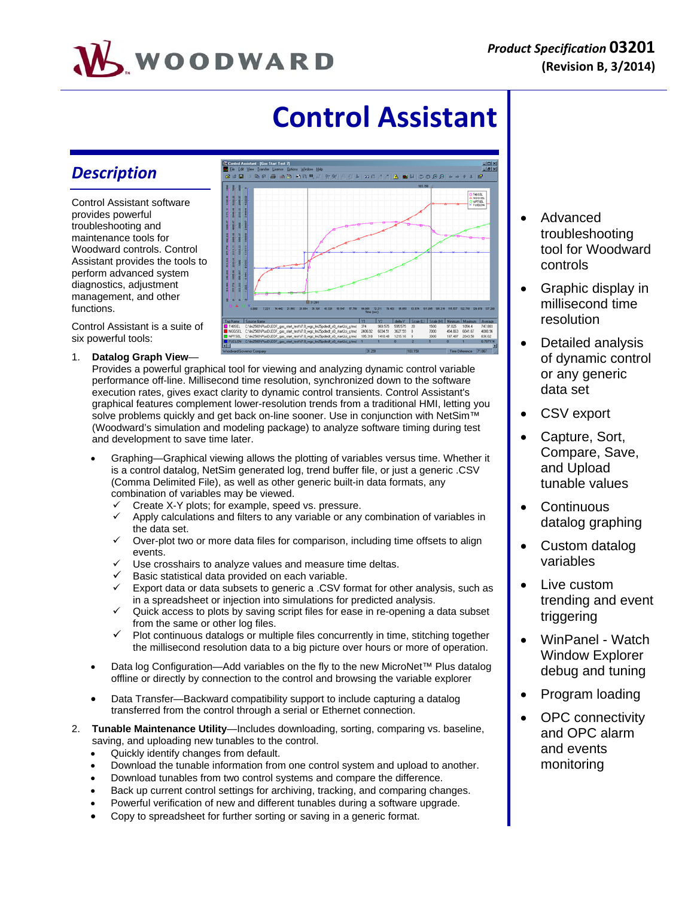**Product Specification 03201**
**(Revision B, 3/2014)**

# Control Assistant

## *Description*

Control Assistant software provides powerful troubleshooting and maintenance tools for Woodward controls. Control Assistant provides the tools to perform advanced system diagnostics, adjustment management, and other functions.

Control Assistant is a suite of six powerful tools:

1. **Datalog Graph View**—
   Provides a powerful graphical tool for viewing and analyzing dynamic control variable performance off-line. Millisecond time resolution, synchronized down to the software execution rates, gives exact clarity to dynamic control transients. Control Assistant's graphical features complement lower-resolution trends from a traditional HMI, letting you solve problems quickly and get back on-line sooner. Use in conjunction with NetSim™ (Woodward's simulation and modeling package) to analyze software timing during test and development to save time later.

   - Graphing—Graphical viewing allows the plotting of variables versus time. Whether it is a control datalog, NetSim generated log, trend buffer file, or just a generic .CSV (Comma Delimited File), as well as other generic built-in data formats, any combination of variables may be viewed.
     - ✓ Create X-Y plots; for example, speed vs. pressure.
     - ✓ Apply calculations and filters to any variable or any combination of variables in the data set.
     - ✓ Over-plot two or more data files for comparison, including time offsets to align events.
     - ✓ Use crosshairs to analyze values and measure time deltas.
     - ✓ Basic statistical data provided on each variable.
     - ✓ Export data or data subsets to generic a .CSV format for other analysis, such as in a spreadsheet or injection into simulations for predicted analysis.
     - ✓ Quick access to plots by saving script files for ease in re-opening a data subset from the same or other log files.
     - ✓ Plot continuous datalogs or multiple files concurrently in time, stitching together the millisecond resolution data to a big picture over hours or more of operation.
   - Data log Configuration—Add variables on the fly to the new MicroNet™ Plus datalog offline or directly by connection to the control and browsing the variable explorer
   - Data Transfer—Backward compatibility support to include capturing a datalog transferred from the control through a serial or Ethernet connection.

2. **Tunable Maintenance Utility**—Includes downloading, sorting, comparing vs. baseline, saving, and uploading new tunables to the control.
   - Quickly identify changes from default.
   - Download the tunable information from one control system and upload to another.
   - Download tunables from two control systems and compare the difference.
   - Back up current control settings for archiving, tracking, and comparing changes.
   - Powerful verification of new and different tunables during a software upgrade.
   - Copy to spreadsheet for further sorting or saving in a generic format.

- Advanced troubleshooting tool for Woodward controls
- Graphic display in millisecond time resolution
- Detailed analysis of dynamic control or any generic data set
- CSV export
- Capture, Sort, Compare, Save, and Upload tunable values
- Continuous datalog graphing
- Custom datalog variables
- Live custom trending and event triggering
- WinPanel - Watch Window Explorer debug and tuning
- Program loading
- OPC connectivity and OPC alarm and events monitoring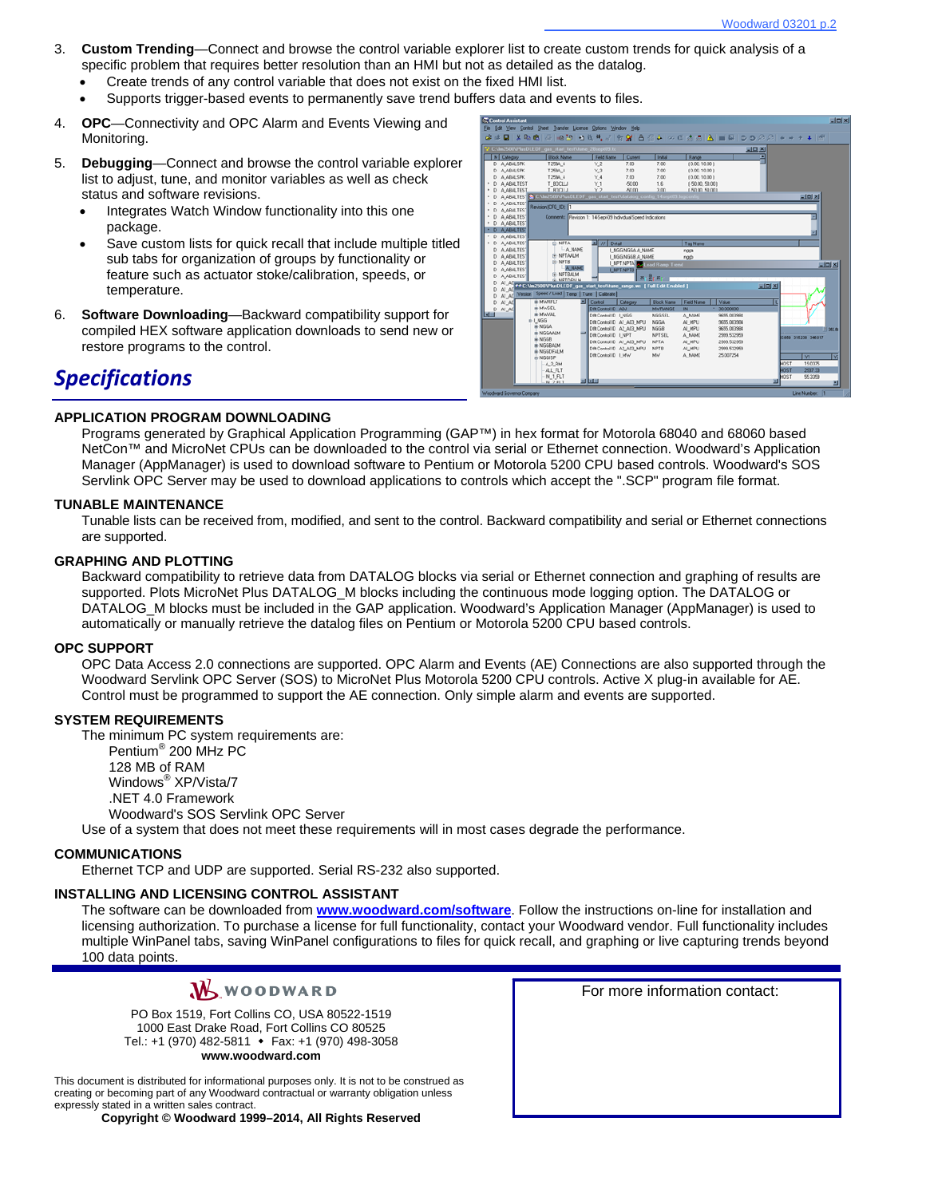3. **Custom Trending**—Connect and browse the control variable explorer list to create custom trends for quick analysis of a specific problem that requires better resolution than an HMI but not as detailed as the datalog.
   - Create trends of any control variable that does not exist on the fixed HMI list.
   - Supports trigger-based events to permanently save trend buffers data and events to files.
4. **OPC**—Connectivity and OPC Alarm and Events Viewing and Monitoring.
5. **Debugging**—Connect and browse the control variable explorer list to adjust, tune, and monitor variables as well as check status and software revisions.
   - Integrates Watch Window functionality into this one package.
   - Save custom lists for quick recall that include multiple titled sub tabs for organization of groups by functionality or feature such as actuator stoke/calibration, speeds, or temperature.
6. **Software Downloading**—Backward compatibility support for compiled HEX software application downloads to send new or restore programs to the control.

## Specifications

**APPLICATION PROGRAM DOWNLOADING**

Programs generated by Graphical Application Programming (GAP™) in hex format for Motorola 68040 and 68060 based NetCon™ and MicroNet CPUs can be downloaded to the control via serial or Ethernet connection. Woodward's Application Manager (AppManager) is used to download software to Pentium or Motorola 5200 CPU based controls. Woodward's SOS Servlink OPC Server may be used to download applications to controls which accept the ".SCP" program file format.

**TUNABLE MAINTENANCE**

Tunable lists can be received from, modified, and sent to the control. Backward compatibility and serial or Ethernet connections are supported.

**GRAPHING AND PLOTTING**

Backward compatibility to retrieve data from DATALOG blocks via serial or Ethernet connection and graphing of results are supported. Plots MicroNet Plus DATALOG_M blocks including the continuous mode logging option. The DATALOG or DATALOG_M blocks must be included in the GAP application. Woodward's Application Manager (AppManager) is used to automatically or manually retrieve the datalog files on Pentium or Motorola 5200 CPU based controls.

**OPC SUPPORT**

OPC Data Access 2.0 connections are supported. OPC Alarm and Events (AE) Connections are also supported through the Woodward Servlink OPC Server (SOS) to MicroNet Plus Motorola 5200 CPU controls. Active X plug-in available for AE. Control must be programmed to support the AE connection. Only simple alarm and events are supported.

**SYSTEM REQUIREMENTS**

The minimum PC system requirements are:

Pentium® 200 MHz PC
128 MB of RAM
Windows® XP/Vista/7
.NET 4.0 Framework
Woodward's SOS Servlink OPC Server

Use of a system that does not meet these requirements will in most cases degrade the performance.

**COMMUNICATIONS**

Ethernet TCP and UDP are supported. Serial RS-232 also supported.

**INSTALLING AND LICENSING CONTROL ASSISTANT**

The software can be downloaded from **www.woodward.com/software**. Follow the instructions on-line for installation and licensing authorization. To purchase a license for full functionality, contact your Woodward vendor. Full functionality includes multiple WinPanel tabs, saving WinPanel configurations to files for quick recall, and graphing or live capturing trends beyond 100 data points.

WOODWARD

PO Box 1519, Fort Collins CO, USA 80522-1519
1000 East Drake Road, Fort Collins CO 80525
Tel.: +1 (970) 482-5811 ◆ Fax: +1 (970) 498-3058
**www.woodward.com**

This document is distributed for informational purposes only. It is not to be construed as creating or becoming part of any Woodward contractual or warranty obligation unless expressly stated in a written sales contract.

**Copyright © Woodward 1999–2014, All Rights Reserved**

For more information contact: